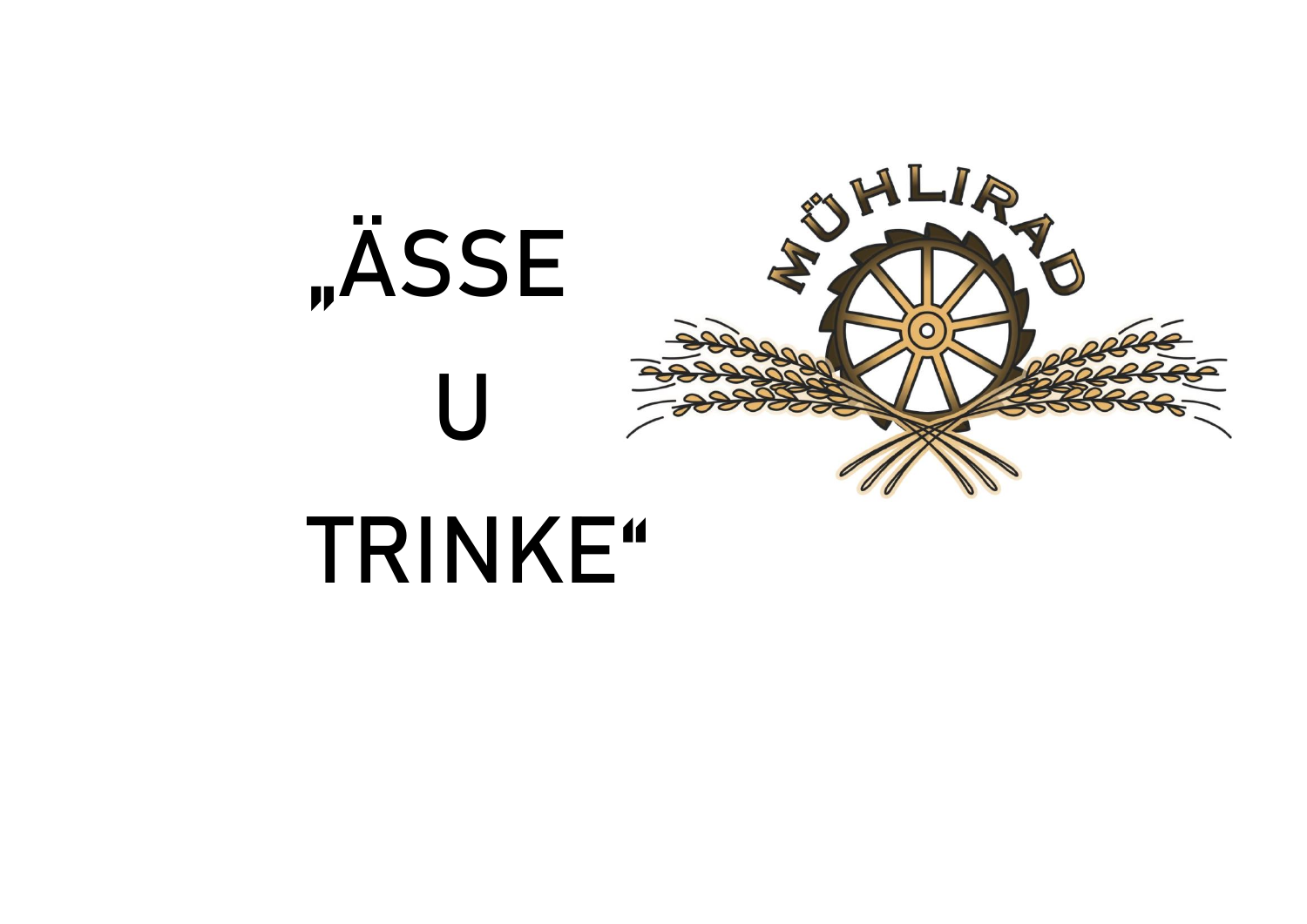# „ÄSSE

# U

# TRINKE“

MÜHLIRAD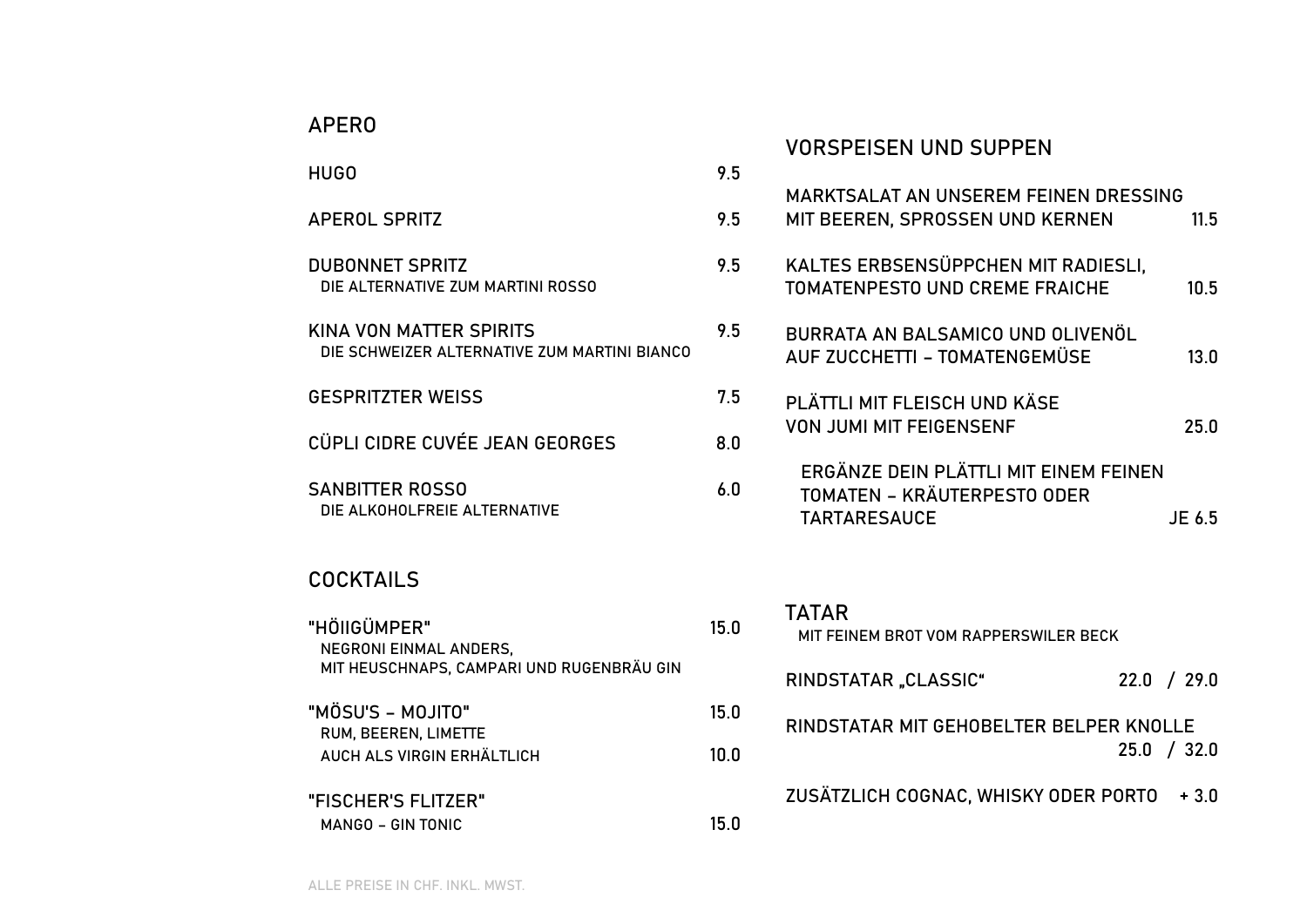## APERO

| | |
|---|---|
| HUGO | 9.5 |
| APEROL SPRITZ | 9.5 |
| DUBONNET SPRITZ<br>DIE ALTERNATIVE ZUM MARTINI ROSSO | 9.5 |
| KINA VON MATTER SPIRITS<br>DIE SCHWEIZER ALTERNATIVE ZUM MARTINI BIANCO | 9.5 |
| GESPRITZTER WEISS | 7.5 |
| CÜPLI CIDRE CUVÉE JEAN GEORGES | 8.0 |
| SANBITTER ROSSO<br>DIE ALKOHOLFREIE ALTERNATIVE | 6.0 |

## COCKTAILS

| | |
|---|---|
| "HÖIIGÜMPER"<br>NEGRONI EINMAL ANDERS,<br>MIT HEUSCHNAPS, CAMPARI UND RUGENBRÄU GIN | 15.0 |
| "MÖSU'S – MOJITO"<br>RUM, BEEREN, LIMETTE | 15.0 |
| AUCH ALS VIRGIN ERHÄLTLICH | 10.0 |
| "FISCHER'S FLITZER"<br>MANGO – GIN TONIC | 15.0 |

## VORSPEISEN UND SUPPEN

| | |
|---|---|
| MARKTSALAT AN UNSEREM FEINEN DRESSING MIT BEEREN, SPROSSEN UND KERNEN | 11.5 |
| KALTES ERBSENSÜPPCHEN MIT RADIESLI, TOMATENPESTO UND CREME FRAICHE | 10.5 |
| BURRATA AN BALSAMICO UND OLIVENÖL AUF ZUCCHETTI – TOMATENGEMÜSE | 13.0 |
| PLÄTTLI MIT FLEISCH UND KÄSE VON JUMI MIT FEIGENSENF | 25.0 |
| ERGÄNZE DEIN PLÄTTLI MIT EINEM FEINEN TOMATEN – KRÄUTERPESTO ODER TARTARESAUCE | JE 6.5 |

## TATAR

MIT FEINEM BROT VOM RAPPERSWILER BECK

| | |
|---|---|
| RINDSTATAR „CLASSIC“ | 22.0 / 29.0 |
| RINDSTATAR MIT GEHOBELTER BELPER KNOLLE | 25.0 / 32.0 |
| ZUSÄTZLICH COGNAC, WHISKY ODER PORTO | + 3.0 |

ALLE PREISE IN CHF. INKL. MWST.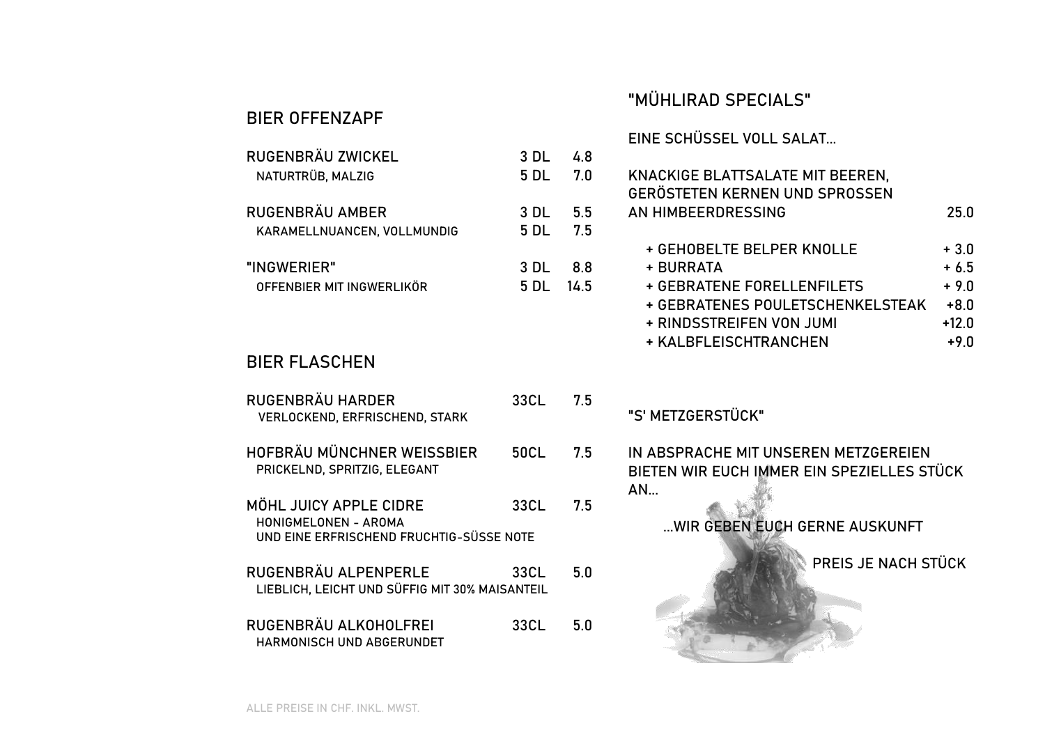## BIER OFFENZAPF

| | | |
|---|---|---|
| RUGENBRÄU ZWICKEL | 3 DL | 4.8 |
| NATURTRÜB, MALZIG | 5 DL | 7.0 |
| RUGENBRÄU AMBER | 3 DL | 5.5 |
| KARAMELLNUANCEN, VOLLMUNDIG | 5 DL | 7.5 |
| "INGWERIER" | 3 DL | 8.8 |
| OFFENBIER MIT INGWERLIKÖR | 5 DL | 14.5 |

## BIER FLASCHEN

| | | |
|---|---|---|
| RUGENBRÄU HARDER<br>VERLOCKEND, ERFRISCHEND, STARK | 33CL | 7.5 |
| HOFBRÄU MÜNCHNER WEISSBIER<br>PRICKELND, SPRITZIG, ELEGANT | 50CL | 7.5 |
| MÖHL JUICY APPLE CIDRE<br>HONIGMELONEN - AROMA<br>UND EINE ERFRISCHEND FRUCHTIG-SÜSSE NOTE | 33CL | 7.5 |
| RUGENBRÄU ALPENPERLE<br>LIEBLICH, LEICHT UND SÜFFIG MIT 30% MAISANTEIL | 33CL | 5.0 |
| RUGENBRÄU ALKOHOLFREI<br>HARMONISCH UND ABGERUNDET | 33CL | 5.0 |

## "MÜHLIRAD SPECIALS"

EINE SCHÜSSEL VOLL SALAT...

KNACKIGE BLATTSALATE MIT BEEREN, GERÖSTETEN KERNEN UND SPROSSEN AN HIMBEERDRESSING — 25.0

| | |
|---|---|
| + GEHOBELTE BELPER KNOLLE | + 3.0 |
| + BURRATA | + 6.5 |
| + GEBRATENE FORELLENFILETS | + 9.0 |
| + GEBRATENES POULETSCHENKELSTEAK | +8.0 |
| + RINDSSTREIFEN VON JUMI | +12.0 |
| + KALBFLEISCHTRANCHEN | +9.0 |

## "S' METZGERSTÜCK"

IN ABSPRACHE MIT UNSEREN METZGEREIEN BIETEN WIR EUCH IMMER EIN SPEZIELLES STÜCK AN...

...WIR GEBEN EUCH GERNE AUSKUNFT

PREIS JE NACH STÜCK

ALLE PREISE IN CHF. INKL. MWST.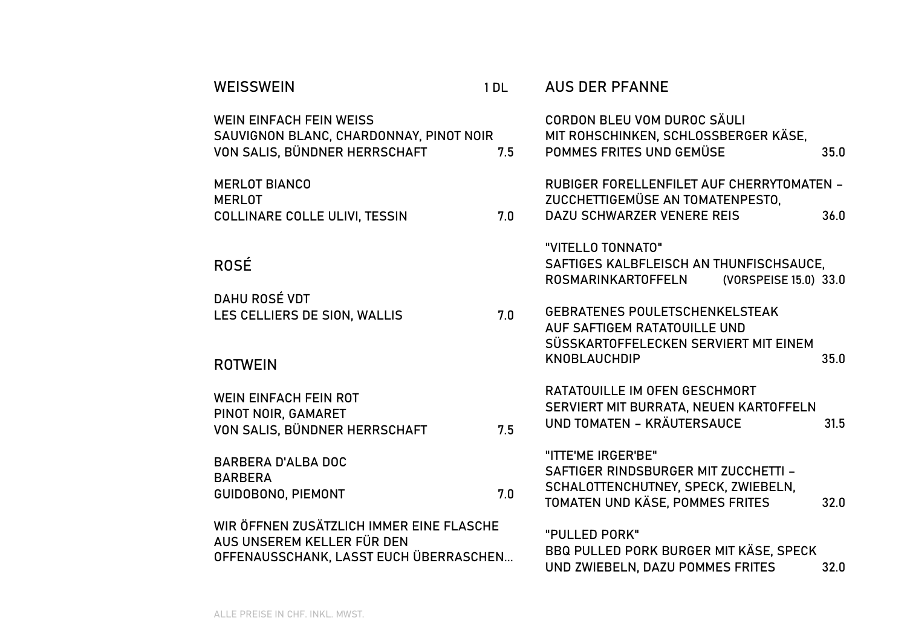## WEISSWEIN

1 DL

WEIN EINFACH FEIN WEISS
SAUVIGNON BLANC, CHARDONNAY, PINOT NOIR
VON SALIS, BÜNDNER HERRSCHAFT 7.5

MERLOT BIANCO
MERLOT
COLLINARE COLLE ULIVI, TESSIN 7.0

## ROSÉ

DAHU ROSÉ VDT
LES CELLIERS DE SION, WALLIS 7.0

## ROTWEIN

WEIN EINFACH FEIN ROT
PINOT NOIR, GAMARET
VON SALIS, BÜNDNER HERRSCHAFT 7.5

BARBERA D'ALBA DOC
BARBERA
GUIDOBONO, PIEMONT 7.0

WIR ÖFFNEN ZUSÄTZLICH IMMER EINE FLASCHE AUS UNSEREM KELLER FÜR DEN OFFENAUSSCHANK, LASST EUCH ÜBERRASCHEN...

## AUS DER PFANNE

CORDON BLEU VOM DUROC SÄULI
MIT ROHSCHINKEN, SCHLOSSBERGER KÄSE,
POMMES FRITES UND GEMÜSE 35.0

RUBIGER FORELLENFILET AUF CHERRYTOMATEN –
ZUCCHETTIGEMÜSE AN TOMATENPESTO,
DAZU SCHWARZER VENERE REIS 36.0

"VITELLO TONNATO"
SAFTIGES KALBFLEISCH AN THUNFISCHSAUCE,
ROSMARINKARTOFFELN (VORSPEISE 15.0) 33.0

GEBRATENES POULETSCHENKELSTEAK
AUF SAFTIGEM RATATOUILLE UND
SÜSSKARTOFFELECKEN SERVIERT MIT EINEM
KNOBLAUCHDIP 35.0

RATATOUILLE IM OFEN GESCHMORT
SERVIERT MIT BURRATA, NEUEN KARTOFFELN
UND TOMATEN – KRÄUTERSAUCE 31.5

"ITTE'ME IRGER'BE"
SAFTIGER RINDSBURGER MIT ZUCCHETTI –
SCHALOTTENCHUTNEY, SPECK, ZWIEBELN,
TOMATEN UND KÄSE, POMMES FRITES 32.0

"PULLED PORK"
BBQ PULLED PORK BURGER MIT KÄSE, SPECK
UND ZWIEBELN, DAZU POMMES FRITES 32.0

ALLE PREISE IN CHF. INKL. MWST.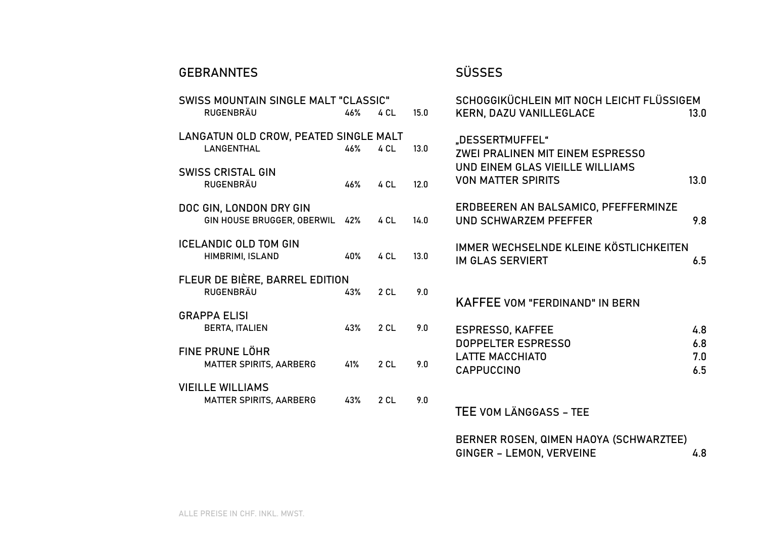## GEBRANNTES

| | | | |
|---|---|---|---|
| **SWISS MOUNTAIN SINGLE MALT "CLASSIC"** | | | |
| RUGENBRÄU | 46% | 4 CL | 15.0 |
| **LANGATUN OLD CROW, PEATED SINGLE MALT** | | | |
| LANGENTHAL | 46% | 4 CL | 13.0 |
| **SWISS CRISTAL GIN** | | | |
| RUGENBRÄU | 46% | 4 CL | 12.0 |
| **DOC GIN, LONDON DRY GIN** | | | |
| GIN HOUSE BRUGGER, OBERWIL | 42% | 4 CL | 14.0 |
| **ICELANDIC OLD TOM GIN** | | | |
| HIMBRIMI, ISLAND | 40% | 4 CL | 13.0 |
| **FLEUR DE BIÈRE, BARREL EDITION** | | | |
| RUGENBRÄU | 43% | 2 CL | 9.0 |
| **GRAPPA ELISI** | | | |
| BERTA, ITALIEN | 43% | 2 CL | 9.0 |
| **FINE PRUNE LÖHR** | | | |
| MATTER SPIRITS, AARBERG | 41% | 2 CL | 9.0 |
| **VIEILLE WILLIAMS** | | | |
| MATTER SPIRITS, AARBERG | 43% | 2 CL | 9.0 |

## SÜSSES

| | |
|---|---|
| SCHOGGIKÜCHLEIN MIT NOCH LEICHT FLÜSSIGEM KERN, DAZU VANILLEGLACE | 13.0 |
| „DESSERTMUFFEL" ZWEI PRALINEN MIT EINEM ESPRESSO UND EINEM GLAS VIEILLE WILLIAMS VON MATTER SPIRITS | 13.0 |
| ERDBEEREN AN BALSAMICO, PFEFFERMINZE UND SCHWARZEM PFEFFER | 9.8 |
| IMMER WECHSELNDE KLEINE KÖSTLICHKEITEN IM GLAS SERVIERT | 6.5 |

## KAFFEE VOM "FERDINAND" IN BERN

| | |
|---|---|
| ESPRESSO, KAFFEE | 4.8 |
| DOPPELTER ESPRESSO | 6.8 |
| LATTE MACCHIATO | 7.0 |
| CAPPUCCINO | 6.5 |

## TEE VOM LÄNGGASS – TEE

| | |
|---|---|
| BERNER ROSEN, QIMEN HAOYA (SCHWARZTEE) GINGER – LEMON, VERVEINE | 4.8 |

ALLE PREISE IN CHF. INKL. MWST.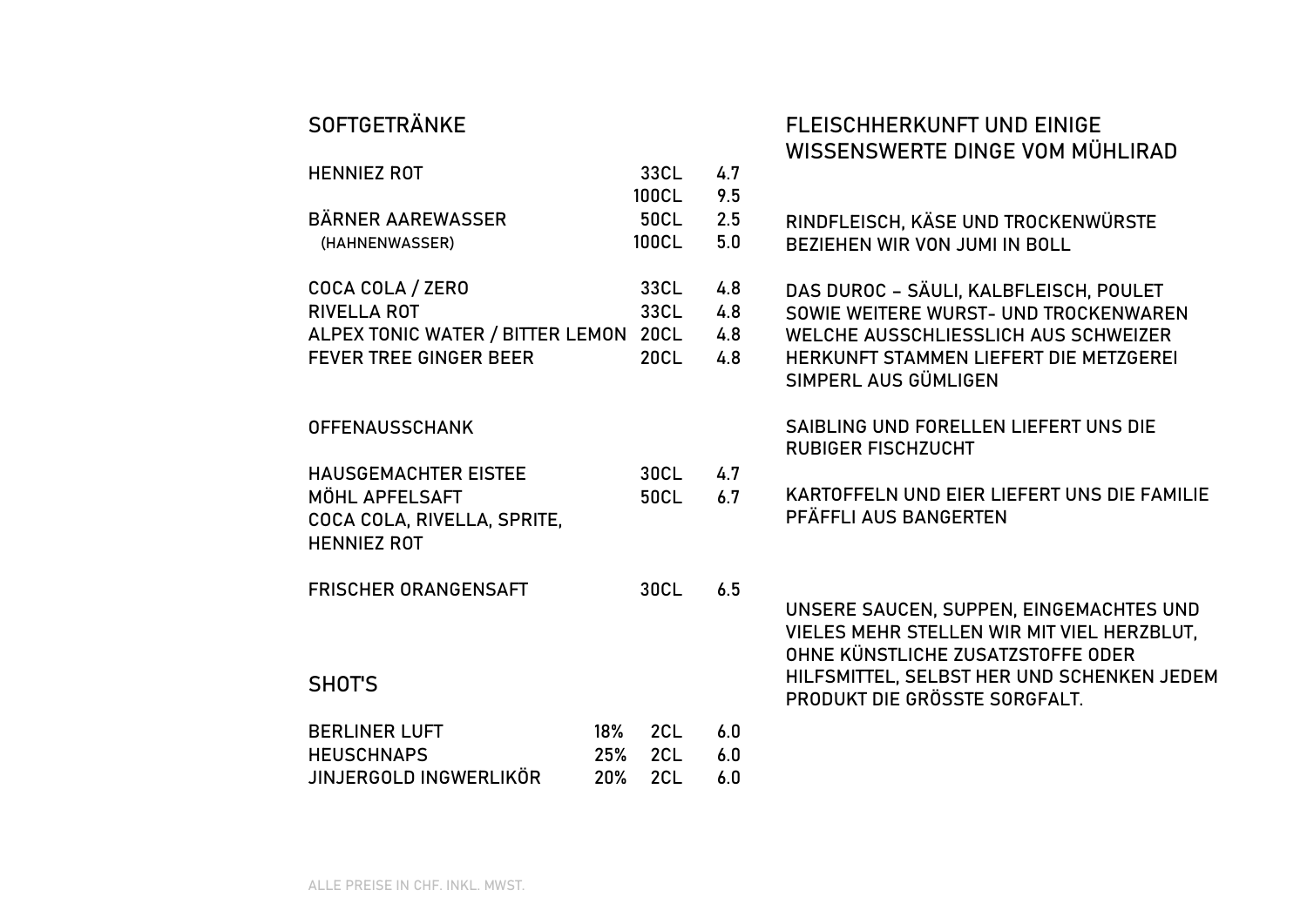## SOFTGETRÄNKE

| | | |
|---|---|---|
| HENNIEZ ROT | 33CL | 4.7 |
| | 100CL | 9.5 |
| BÄRNER AAREWASSER | 50CL | 2.5 |
| (HAHNENWASSER) | 100CL | 5.0 |
| COCA COLA / ZERO | 33CL | 4.8 |
| RIVELLA ROT | 33CL | 4.8 |
| ALPEX TONIC WATER / BITTER LEMON | 20CL | 4.8 |
| FEVER TREE GINGER BEER | 20CL | 4.8 |

## OFFENAUSSCHANK

| | | |
|---|---|---|
| HAUSGEMACHTER EISTEE | 30CL | 4.7 |
| MÖHL APFELSAFT | 50CL | 6.7 |
| COCA COLA, RIVELLA, SPRITE, HENNIEZ ROT | | |
| FRISCHER ORANGENSAFT | 30CL | 6.5 |

## SHOT'S

| | | | |
|---|---|---|---|
| BERLINER LUFT | 18% | 2CL | 6.0 |
| HEUSCHNAPS | 25% | 2CL | 6.0 |
| JINJERGOLD INGWERLIKÖR | 20% | 2CL | 6.0 |

## FLEISCHHERKUNFT UND EINIGE WISSENSWERTE DINGE VOM MÜHLIRAD

RINDFLEISCH, KÄSE UND TROCKENWÜRSTE BEZIEHEN WIR VON JUMI IN BOLL

DAS DUROC – SÄULI, KALBFLEISCH, POULET SOWIE WEITERE WURST- UND TROCKENWAREN WELCHE AUSSCHLIESSLICH AUS SCHWEIZER HERKUNFT STAMMEN LIEFERT DIE METZGEREI SIMPERL AUS GÜMLIGEN

SAIBLING UND FORELLEN LIEFERT UNS DIE RUBIGER FISCHZUCHT

KARTOFFELN UND EIER LIEFERT UNS DIE FAMILIE PFÄFFLI AUS BANGERTEN

UNSERE SAUCEN, SUPPEN, EINGEMACHTES UND VIELES MEHR STELLEN WIR MIT VIEL HERZBLUT, OHNE KÜNSTLICHE ZUSATZSTOFFE ODER HILFSMITTEL, SELBST HER UND SCHENKEN JEDEM PRODUKT DIE GRÖSSTE SORGFALT.

ALLE PREISE IN CHF. INKL. MWST.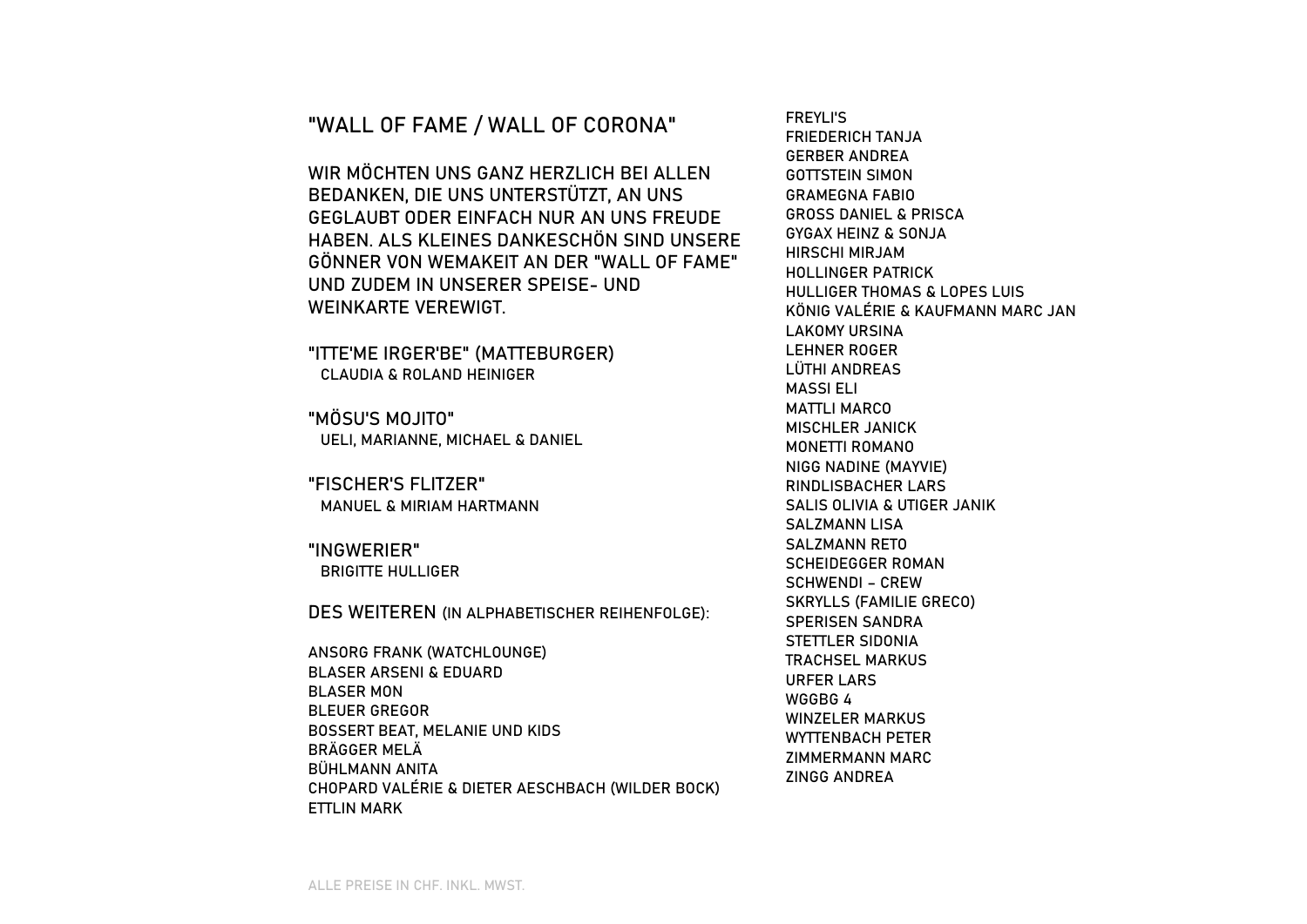## "WALL OF FAME / WALL OF CORONA"

WIR MÖCHTEN UNS GANZ HERZLICH BEI ALLEN BEDANKEN, DIE UNS UNTERSTÜTZT, AN UNS GEGLAUBT ODER EINFACH NUR AN UNS FREUDE HABEN. ALS KLEINES DANKESCHÖN SIND UNSERE GÖNNER VON WEMAKEIT AN DER "WALL OF FAME" UND ZUDEM IN UNSERER SPEISE- UND WEINKARTE VEREWIGT.

"ITTE'ME IRGER'BE" (MATTEBURGER)
CLAUDIA & ROLAND HEINIGER

"MÖSU'S MOJITO"
UELI, MARIANNE, MICHAEL & DANIEL

"FISCHER'S FLITZER"
MANUEL & MIRIAM HARTMANN

"INGWERIER"
BRIGITTE HULLIGER

DES WEITEREN (IN ALPHABETISCHER REIHENFOLGE):

ANSORG FRANK (WATCHLOUNGE)
BLASER ARSENI & EDUARD
BLASER MON
BLEUER GREGOR
BOSSERT BEAT, MELANIE UND KIDS
BRÄGGER MELÄ
BÜHLMANN ANITA
CHOPARD VALÉRIE & DIETER AESCHBACH (WILDER BOCK)
ETTLIN MARK
FREYLI'S
FRIEDERICH TANJA
GERBER ANDREA
GOTTSTEIN SIMON
GRAMEGNA FABIO
GROSS DANIEL & PRISCA
GYGAX HEINZ & SONJA
HIRSCHI MIRJAM
HOLLINGER PATRICK
HULLIGER THOMAS & LOPES LUIS
KÖNIG VALÉRIE & KAUFMANN MARC JAN
LAKOMY URSINA
LEHNER ROGER
LÜTHI ANDREAS
MASSI ELI
MATTLI MARCO
MISCHLER JANICK
MONETTI ROMANO
NIGG NADINE (MAYVIE)
RINDLISBACHER LARS
SALIS OLIVIA & UTIGER JANIK
SALZMANN LISA
SALZMANN RETO
SCHEIDEGGER ROMAN
SCHWENDI – CREW
SKRYLLS (FAMILIE GRECO)
SPERISEN SANDRA
STETTLER SIDONIA
TRACHSEL MARKUS
URFER LARS
WGGBG 4
WINZELER MARKUS
WYTTENBACH PETER
ZIMMERMANN MARC
ZINGG ANDREA

ALLE PREISE IN CHF. INKL. MWST.